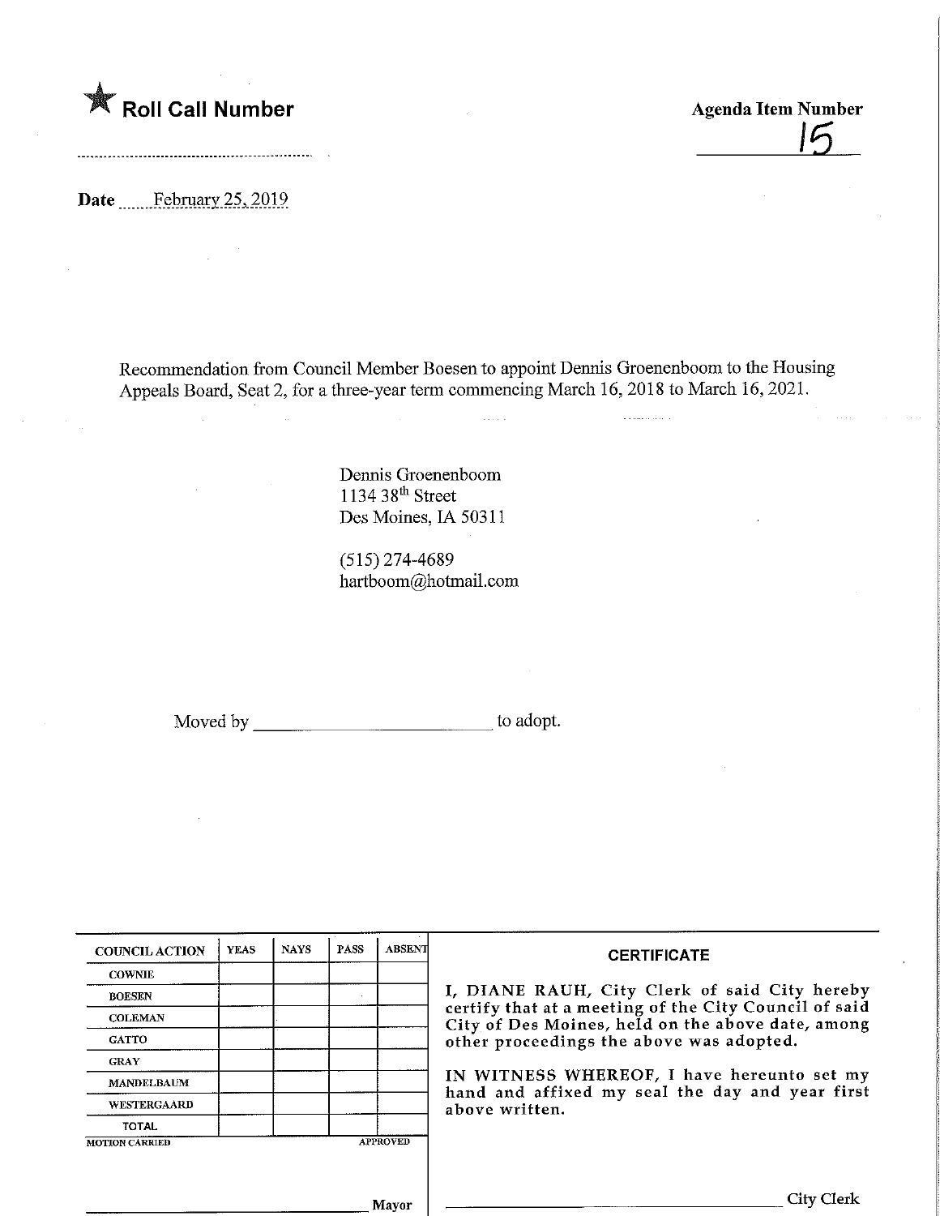★ **Roll Call Number**

**Agenda Item Number**
15

**Date** February 25, 2019

Recommendation from Council Member Boesen to appoint Dennis Groenenboom to the Housing Appeals Board, Seat 2, for a three-year term commencing March 16, 2018 to March 16, 2021.

Dennis Groenenboom
1134 38th Street
Des Moines, IA 50311

(515) 274-4689
hartboom@hotmail.com

Moved by ________________________ to adopt.

| COUNCIL ACTION | YEAS | NAYS | PASS | ABSENT |
|---|---|---|---|---|
| COWNIE | | | | |
| BOESEN | | | | |
| COLEMAN | | | | |
| GATTO | | | | |
| GRAY | | | | |
| MANDELBAUM | | | | |
| WESTERGAARD | | | | |
| TOTAL | | | | |

MOTION CARRIED APPROVED

________________________ Mayor

**CERTIFICATE**

I, DIANE RAUH, City Clerk of said City hereby certify that at a meeting of the City Council of said City of Des Moines, held on the above date, among other proceedings the above was adopted.

IN WITNESS WHEREOF, I have hereunto set my hand and affixed my seal the day and year first above written.

________________________ City Clerk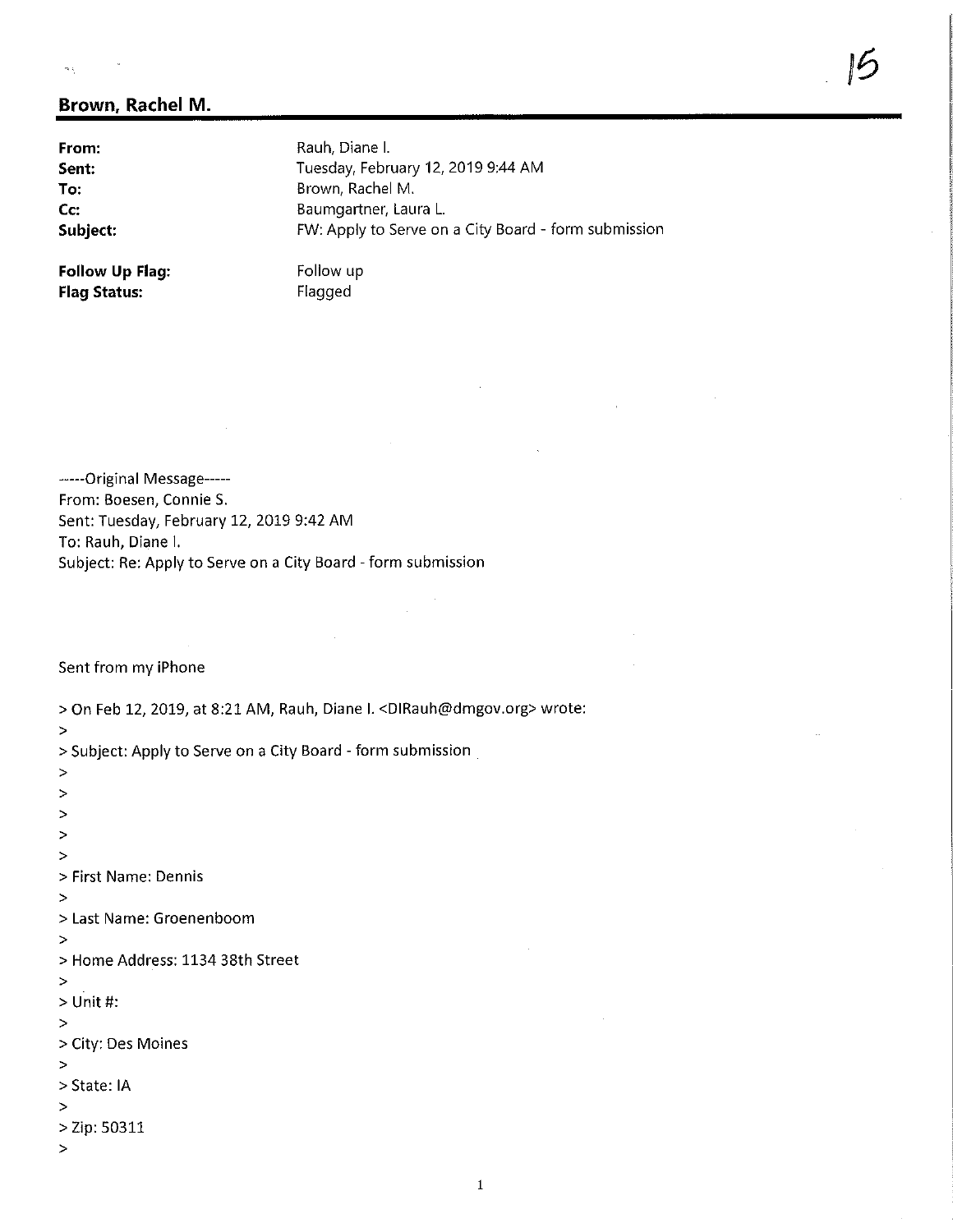**Brown, Rachel M.**

| | |
|---|---|
| **From:** | Rauh, Diane I. |
| **Sent:** | Tuesday, February 12, 2019 9:44 AM |
| **To:** | Brown, Rachel M. |
| **Cc:** | Baumgartner, Laura L. |
| **Subject:** | FW: Apply to Serve on a City Board - form submission |
| **Follow Up Flag:** | Follow up |
| **Flag Status:** | Flagged |

-----Original Message-----
From: Boesen, Connie S.
Sent: Tuesday, February 12, 2019 9:42 AM
To: Rauh, Diane I.
Subject: Re: Apply to Serve on a City Board - form submission

Sent from my iPhone

> On Feb 12, 2019, at 8:21 AM, Rauh, Diane I. <DIRauh@dmgov.org> wrote:
>
> Subject: Apply to Serve on a City Board - form submission
>
>
>
>
>
> First Name: Dennis
>
> Last Name: Groenenboom
>
> Home Address: 1134 38th Street
>
> Unit #:
>
> City: Des Moines
>
> State: IA
>
> Zip: 50311
>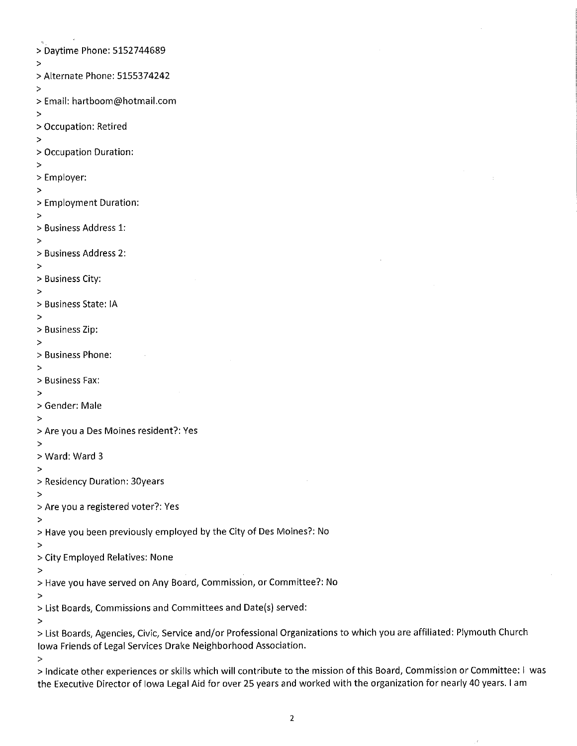> Daytime Phone: 5152744689
>
> Alternate Phone: 5155374242
>
> Email: hartboom@hotmail.com
>
> Occupation: Retired
>
> Occupation Duration:
>
> Employer:
>
> Employment Duration:
>
> Business Address 1:
>
> Business Address 2:
>
> Business City:
>
> Business State: IA
>
> Business Zip:
>
> Business Phone:
>
> Business Fax:
>
> Gender: Male
>
> Are you a Des Moines resident?: Yes
>
> Ward: Ward 3
>
> Residency Duration: 30years
>
> Are you a registered voter?: Yes
>
> Have you been previously employed by the City of Des Moines?: No
>
> City Employed Relatives: None
>
> Have you have served on Any Board, Commission, or Committee?: No
>
> List Boards, Commissions and Committees and Date(s) served:
>
> List Boards, Agencies, Civic, Service and/or Professional Organizations to which you are affiliated: Plymouth Church Iowa Friends of Legal Services Drake Neighborhood Association.
>
> Indicate other experiences or skills which will contribute to the mission of this Board, Commission or Committee: I was the Executive Director of Iowa Legal Aid for over 25 years and worked with the organization for nearly 40 years. I am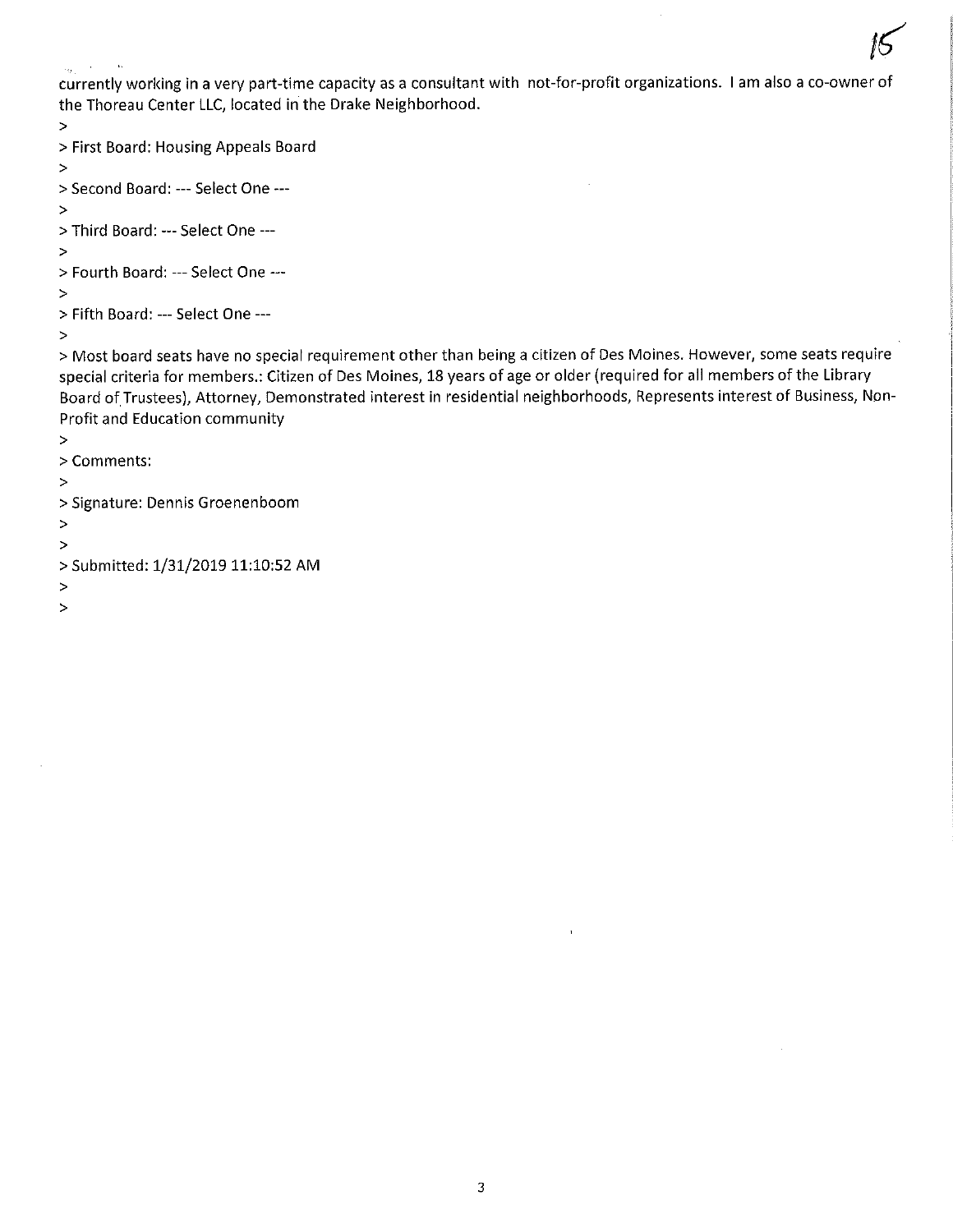currently working in a very part-time capacity as a consultant with not-for-profit organizations. I am also a co-owner of the Thoreau Center LLC, located in the Drake Neighborhood.

>

> First Board: Housing Appeals Board

>

> Second Board: --- Select One ---

>

> Third Board: --- Select One ---

>

> Fourth Board: --- Select One ---

>

> Fifth Board: --- Select One ---

>

> Most board seats have no special requirement other than being a citizen of Des Moines. However, some seats require special criteria for members.: Citizen of Des Moines, 18 years of age or older (required for all members of the Library Board of Trustees), Attorney, Demonstrated interest in residential neighborhoods, Represents interest of Business, Non-Profit and Education community

>

> Comments:

>

> Signature: Dennis Groenenboom

>

>

> Submitted: 1/31/2019 11:10:52 AM

>

>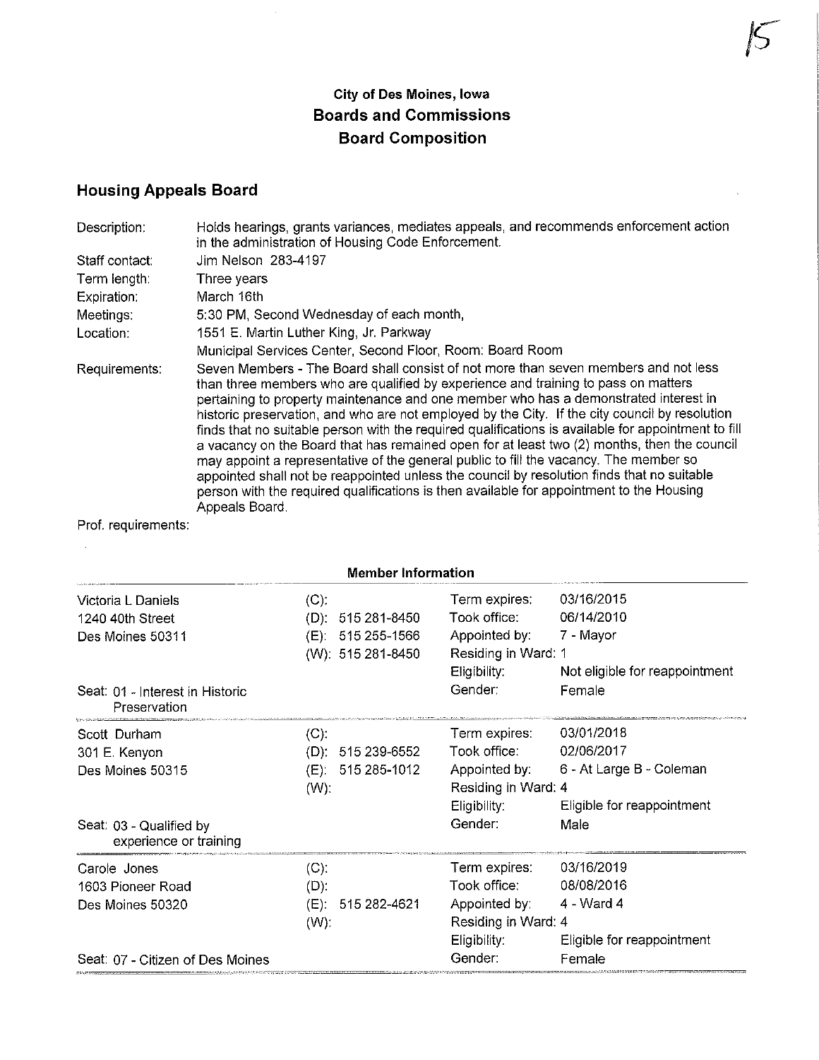# City of Des Moines, Iowa
## Boards and Commissions
## Board Composition

### Housing Appeals Board

| | |
|---|---|
| Description: | Holds hearings, grants variances, mediates appeals, and recommends enforcement action in the administration of Housing Code Enforcement. |
| Staff contact: | Jim Nelson 283-4197 |
| Term length: | Three years |
| Expiration: | March 16th |
| Meetings: | 5:30 PM, Second Wednesday of each month, |
| Location: | 1551 E. Martin Luther King, Jr. Parkway<br>Municipal Services Center, Second Floor, Room: Board Room |
| Requirements: | Seven Members - The Board shall consist of not more than seven members and not less than three members who are qualified by experience and training to pass on matters pertaining to property maintenance and one member who has a demonstrated interest in historic preservation, and who are not employed by the City. If the city council by resolution finds that no suitable person with the required qualifications is available for appointment to fill a vacancy on the Board that has remained open for at least two (2) months, then the council may appoint a representative of the general public to fill the vacancy. The member so appointed shall not be reappointed unless the council by resolution finds that no suitable person with the required qualifications is then available for appointment to the Housing Appeals Board. |
| Prof. requirements: | |

**Member Information**

| Member | Phone | | |
|---|---|---|---|
| Victoria L Daniels<br>1240 40th Street<br>Des Moines 50311<br><br>Seat: 01 - Interest in Historic Preservation | (C):<br>(D): 515 281-8450<br>(E): 515 255-1566<br>(W): 515 281-8450 | Term expires:<br>Took office:<br>Appointed by:<br>Residing in Ward:<br>Eligibility:<br>Gender: | 03/16/2015<br>06/14/2010<br>7 - Mayor<br>1<br>Not eligible for reappointment<br>Female |
| Scott Durham<br>301 E. Kenyon<br>Des Moines 50315<br><br>Seat: 03 - Qualified by experience or training | (C):<br>(D): 515 239-6552<br>(E): 515 285-1012<br>(W): | Term expires:<br>Took office:<br>Appointed by:<br>Residing in Ward:<br>Eligibility:<br>Gender: | 03/01/2018<br>02/06/2017<br>6 - At Large B - Coleman<br>4<br>Eligible for reappointment<br>Male |
| Carole Jones<br>1603 Pioneer Road<br>Des Moines 50320<br><br>Seat: 07 - Citizen of Des Moines | (C):<br>(D):<br>(E): 515 282-4621<br>(W): | Term expires:<br>Took office:<br>Appointed by:<br>Residing in Ward:<br>Eligibility:<br>Gender: | 03/16/2019<br>08/08/2016<br>4 - Ward 4<br>4<br>Eligible for reappointment<br>Female |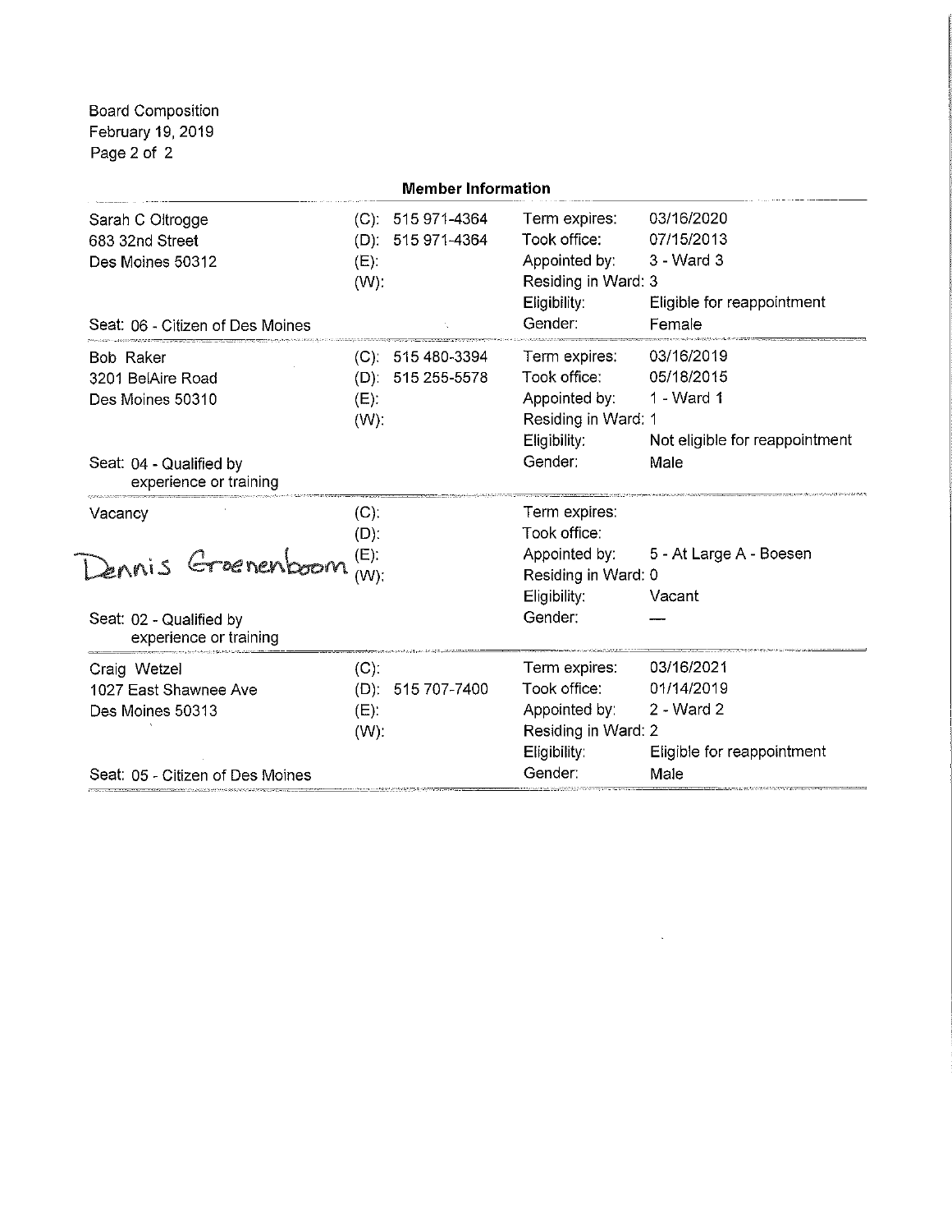Board Composition
February 19, 2019

**Member Information**

| | | | |
|---|---|---|---|
| Sarah C Oltrogge<br>683 32nd Street<br>Des Moines 50312<br><br>Seat: 06 - Citizen of Des Moines | (C): 515 971-4364<br>(D): 515 971-4364<br>(E):<br>(W): | Term expires:<br>Took office:<br>Appointed by:<br>Residing in Ward:<br>Eligibility:<br>Gender: | 03/16/2020<br>07/15/2013<br>3 - Ward 3<br>3<br>Eligible for reappointment<br>Female |
| Bob Raker<br>3201 BelAire Road<br>Des Moines 50310<br><br>Seat: 04 - Qualified by experience or training | (C): 515 480-3394<br>(D): 515 255-5578<br>(E):<br>(W): | Term expires:<br>Took office:<br>Appointed by:<br>Residing in Ward:<br>Eligibility:<br>Gender: | 03/16/2019<br>05/18/2015<br>1 - Ward 1<br>1<br>Not eligible for reappointment<br>Male |
| Vacancy<br>Dennis Groenenboom<br><br>Seat: 02 - Qualified by experience or training | (C):<br>(D):<br>(E):<br>(W): | Term expires:<br>Took office:<br>Appointed by:<br>Residing in Ward:<br>Eligibility:<br>Gender: | <br><br>5 - At Large A - Boesen<br>0<br>Vacant<br>— |
| Craig Wetzel<br>1027 East Shawnee Ave<br>Des Moines 50313<br><br>Seat: 05 - Citizen of Des Moines | (C):<br>(D): 515 707-7400<br>(E):<br>(W): | Term expires:<br>Took office:<br>Appointed by:<br>Residing in Ward:<br>Eligibility:<br>Gender: | 03/16/2021<br>01/14/2019<br>2 - Ward 2<br>2<br>Eligible for reappointment<br>Male |